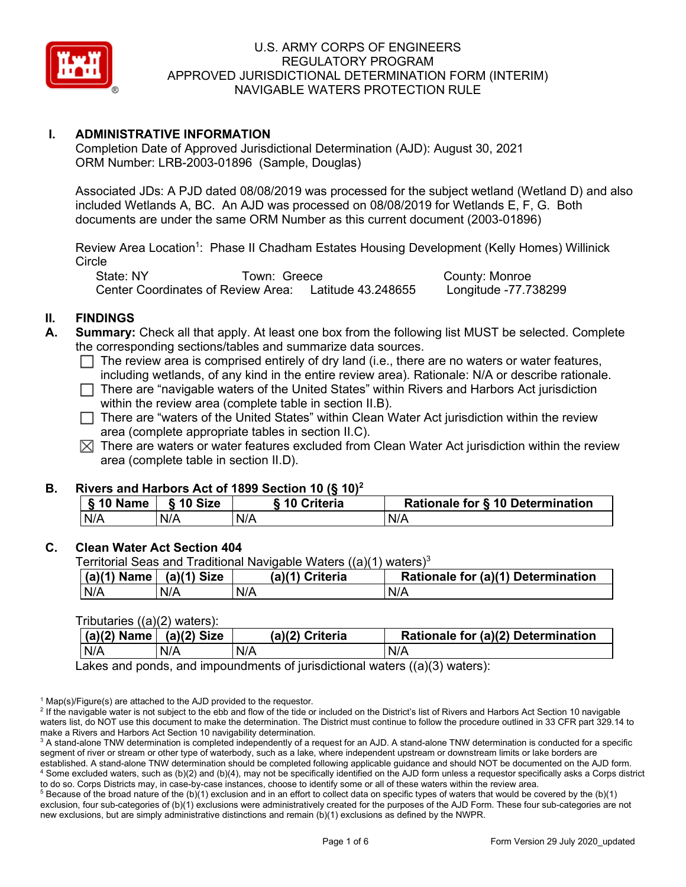U.S. ARMY CORPS OF ENGINEERS
REGULATORY PROGRAM
APPROVED JURISDICTIONAL DETERMINATION FORM (INTERIM)
NAVIGABLE WATERS PROTECTION RULE

## I. ADMINISTRATIVE INFORMATION

Completion Date of Approved Jurisdictional Determination (AJD): August 30, 2021
ORM Number: LRB-2003-01896 (Sample, Douglas)

Associated JDs: A PJD dated 08/08/2019 was processed for the subject wetland (Wetland D) and also included Wetlands A, BC. An AJD was processed on 08/08/2019 for Wetlands E, F, G. Both documents are under the same ORM Number as this current document (2003-01896)

Review Area Location[1]: Phase II Chadham Estates Housing Development (Kelly Homes) Willinick Circle

State: NY Town: Greece County: Monroe
Center Coordinates of Review Area: Latitude 43.248655 Longitude -77.738299

## II. FINDINGS

**A. Summary:** Check all that apply. At least one box from the following list MUST be selected. Complete the corresponding sections/tables and summarize data sources.

- ☐ The review area is comprised entirely of dry land (i.e., there are no waters or water features, including wetlands, of any kind in the entire review area). Rationale: N/A or describe rationale.
- ☐ There are "navigable waters of the United States" within Rivers and Harbors Act jurisdiction within the review area (complete table in section II.B).
- ☐ There are "waters of the United States" within Clean Water Act jurisdiction within the review area (complete appropriate tables in section II.C).
- ☒ There are waters or water features excluded from Clean Water Act jurisdiction within the review area (complete table in section II.D).

**B. Rivers and Harbors Act of 1899 Section 10 (§ 10)[2]**

| § 10 Name | § 10 Size | § 10 Criteria | Rationale for § 10 Determination |
|---|---|---|---|
| N/A | N/A | N/A | N/A |

**C. Clean Water Act Section 404**

Territorial Seas and Traditional Navigable Waters ((a)(1) waters)[3]

| (a)(1) Name | (a)(1) Size | (a)(1) Criteria | Rationale for (a)(1) Determination |
|---|---|---|---|
| N/A | N/A | N/A | N/A |

Tributaries ((a)(2) waters):

| (a)(2) Name | (a)(2) Size | (a)(2) Criteria | Rationale for (a)(2) Determination |
|---|---|---|---|
| N/A | N/A | N/A | N/A |

Lakes and ponds, and impoundments of jurisdictional waters ((a)(3) waters):

[1] Map(s)/Figure(s) are attached to the AJD provided to the requestor.
[2] If the navigable water is not subject to the ebb and flow of the tide or included on the District's list of Rivers and Harbors Act Section 10 navigable waters list, do NOT use this document to make the determination. The District must continue to follow the procedure outlined in 33 CFR part 329.14 to make a Rivers and Harbors Act Section 10 navigability determination.
[3] A stand-alone TNW determination is completed independently of a request for an AJD. A stand-alone TNW determination is conducted for a specific segment of river or stream or other type of waterbody, such as a lake, where independent upstream or downstream limits or lake borders are established. A stand-alone TNW determination should be completed following applicable guidance and should NOT be documented on the AJD form.
[4] Some excluded waters, such as (b)(2) and (b)(4), may not be specifically identified on the AJD form unless a requestor specifically asks a Corps district to do so. Corps Districts may, in case-by-case instances, choose to identify some or all of these waters within the review area.
[5] Because of the broad nature of the (b)(1) exclusion and in an effort to collect data on specific types of waters that would be covered by the (b)(1) exclusion, four sub-categories of (b)(1) exclusions were administratively created for the purposes of the AJD Form. These four sub-categories are not new exclusions, but are simply administrative distinctions and remain (b)(1) exclusions as defined by the NWPR.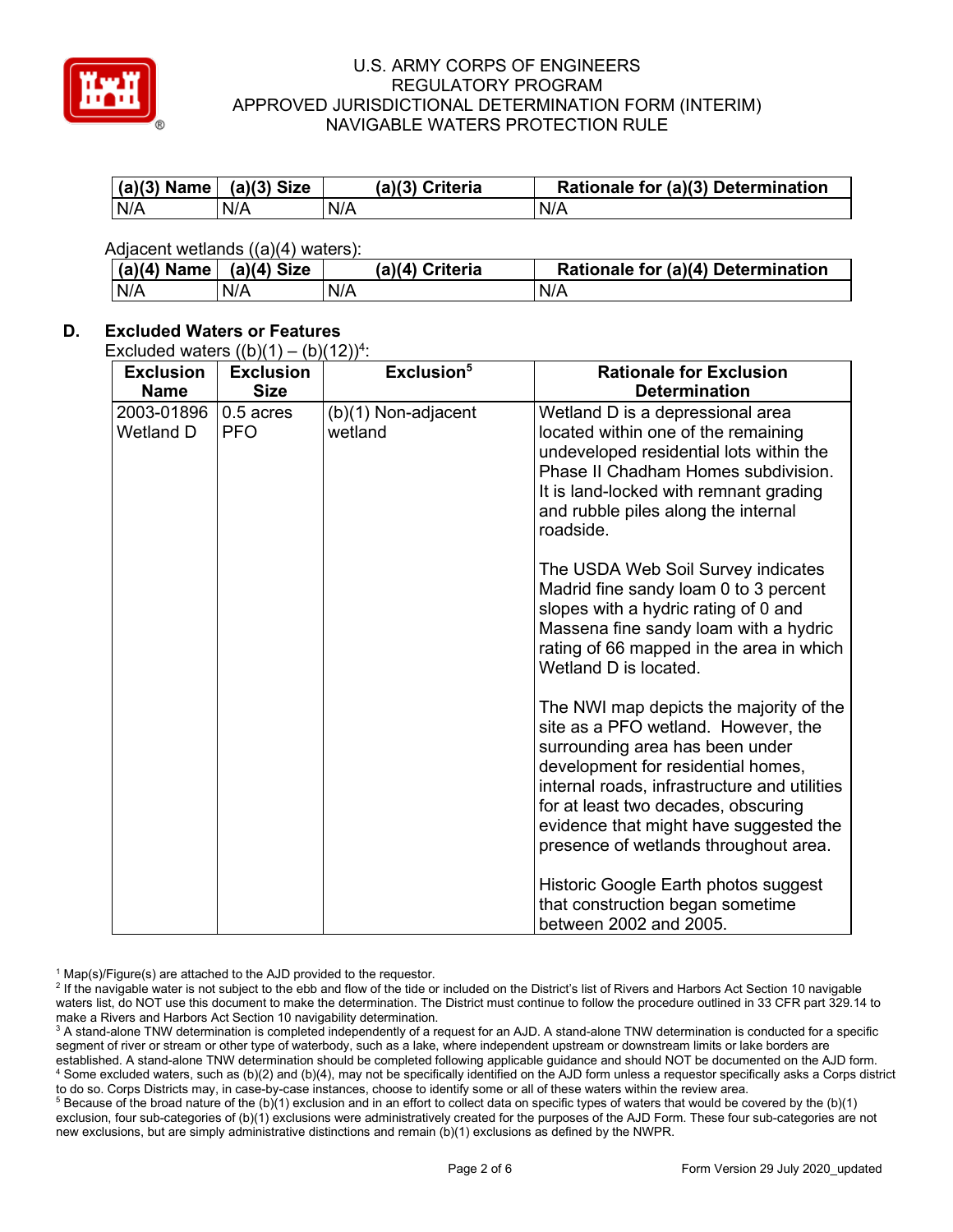| (a)(3) Name | (a)(3) Size | (a)(3) Criteria | Rationale for (a)(3) Determination |
|---|---|---|---|
| N/A | N/A | N/A | N/A |

Adjacent wetlands ((a)(4) waters):

| (a)(4) Name | (a)(4) Size | (a)(4) Criteria | Rationale for (a)(4) Determination |
|---|---|---|---|
| N/A | N/A | N/A | N/A |

## D. Excluded Waters or Features

Excluded waters ((b)(1) – (b)(12))[4]:

| Exclusion Name | Exclusion Size | Exclusion[5] | Rationale for Exclusion Determination |
|---|---|---|---|
| 2003-01896 Wetland D | 0.5 acres PFO | (b)(1) Non-adjacent wetland | Wetland D is a depressional area located within one of the remaining undeveloped residential lots within the Phase II Chadham Homes subdivision. It is land-locked with remnant grading and rubble piles along the internal roadside.<br><br>The USDA Web Soil Survey indicates Madrid fine sandy loam 0 to 3 percent slopes with a hydric rating of 0 and Massena fine sandy loam with a hydric rating of 66 mapped in the area in which Wetland D is located.<br><br>The NWI map depicts the majority of the site as a PFO wetland. However, the surrounding area has been under development for residential homes, internal roads, infrastructure and utilities for at least two decades, obscuring evidence that might have suggested the presence of wetlands throughout area.<br><br>Historic Google Earth photos suggest that construction began sometime between 2002 and 2005. |

[1] Map(s)/Figure(s) are attached to the AJD provided to the requestor.
[2] If the navigable water is not subject to the ebb and flow of the tide or included on the District's list of Rivers and Harbors Act Section 10 navigable waters list, do NOT use this document to make the determination. The District must continue to follow the procedure outlined in 33 CFR part 329.14 to make a Rivers and Harbors Act Section 10 navigability determination.
[3] A stand-alone TNW determination is completed independently of a request for an AJD. A stand-alone TNW determination is conducted for a specific segment of river or stream or other type of waterbody, such as a lake, where independent upstream or downstream limits or lake borders are established. A stand-alone TNW determination should be completed following applicable guidance and should NOT be documented on the AJD form.
[4] Some excluded waters, such as (b)(2) and (b)(4), may not be specifically identified on the AJD form unless a requestor specifically asks a Corps district to do so. Corps Districts may, in case-by-case instances, choose to identify some or all of these waters within the review area.
[5] Because of the broad nature of the (b)(1) exclusion and in an effort to collect data on specific types of waters that would be covered by the (b)(1) exclusion, four sub-categories of (b)(1) exclusions were administratively created for the purposes of the AJD Form. These four sub-categories are not new exclusions, but are simply administrative distinctions and remain (b)(1) exclusions as defined by the NWPR.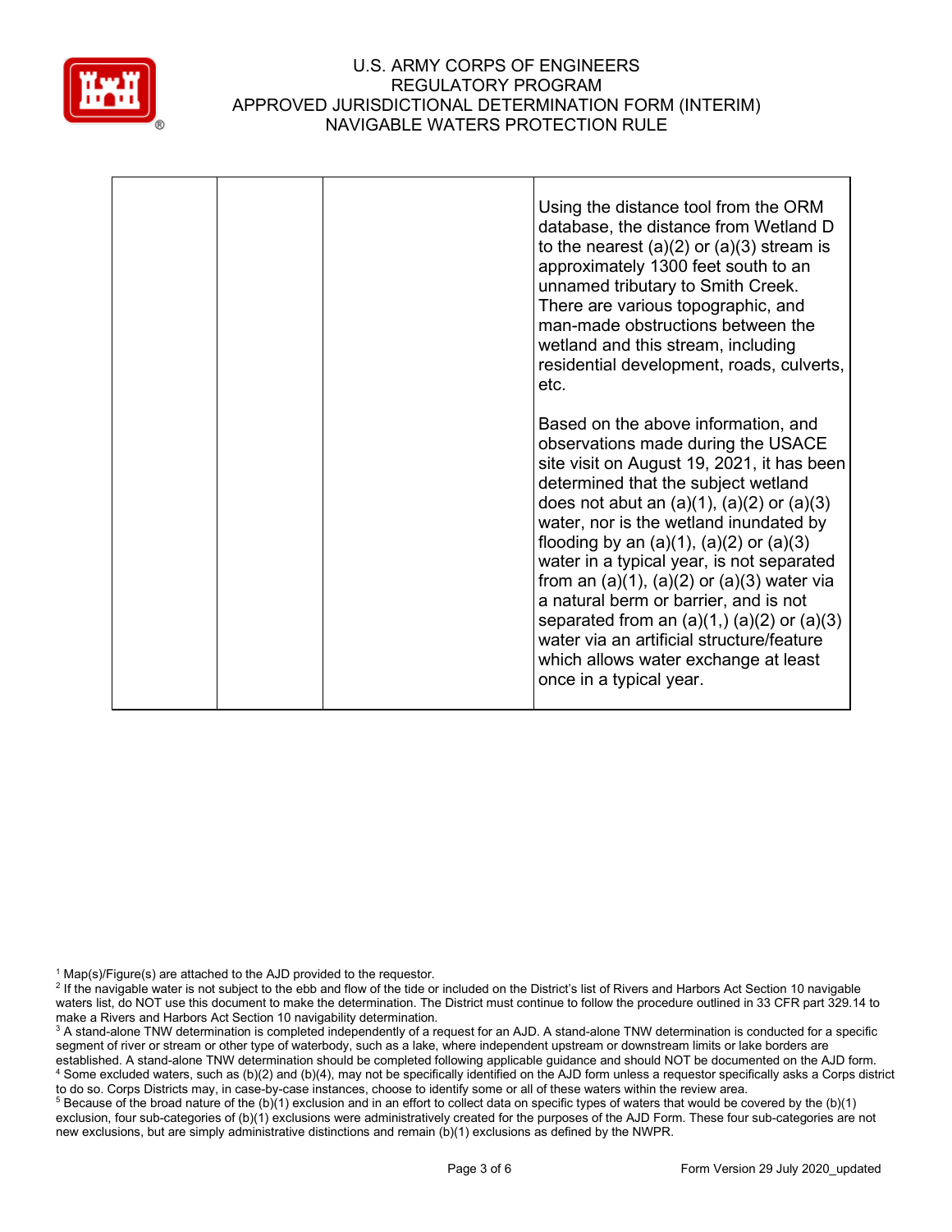| | | | |
|---|---|---|---|
| | | | Using the distance tool from the ORM database, the distance from Wetland D to the nearest (a)(2) or (a)(3) stream is approximately 1300 feet south to an unnamed tributary to Smith Creek. There are various topographic, and man-made obstructions between the wetland and this stream, including residential development, roads, culverts, etc.<br><br>Based on the above information, and observations made during the USACE site visit on August 19, 2021, it has been determined that the subject wetland does not abut an (a)(1), (a)(2) or (a)(3) water, nor is the wetland inundated by flooding by an (a)(1), (a)(2) or (a)(3) water in a typical year, is not separated from an (a)(1), (a)(2) or (a)(3) water via a natural berm or barrier, and is not separated from an (a)(1,) (a)(2) or (a)(3) water via an artificial structure/feature which allows water exchange at least once in a typical year. |

[1] Map(s)/Figure(s) are attached to the AJD provided to the requestor.
[2] If the navigable water is not subject to the ebb and flow of the tide or included on the District's list of Rivers and Harbors Act Section 10 navigable waters list, do NOT use this document to make the determination. The District must continue to follow the procedure outlined in 33 CFR part 329.14 to make a Rivers and Harbors Act Section 10 navigability determination.
[3] A stand-alone TNW determination is completed independently of a request for an AJD. A stand-alone TNW determination is conducted for a specific segment of river or stream or other type of waterbody, such as a lake, where independent upstream or downstream limits or lake borders are established. A stand-alone TNW determination should be completed following applicable guidance and should NOT be documented on the AJD form.
[4] Some excluded waters, such as (b)(2) and (b)(4), may not be specifically identified on the AJD form unless a requestor specifically asks a Corps district to do so. Corps Districts may, in case-by-case instances, choose to identify some or all of these waters within the review area.
[5] Because of the broad nature of the (b)(1) exclusion and in an effort to collect data on specific types of waters that would be covered by the (b)(1) exclusion, four sub-categories of (b)(1) exclusions were administratively created for the purposes of the AJD Form. These four sub-categories are not new exclusions, but are simply administrative distinctions and remain (b)(1) exclusions as defined by the NWPR.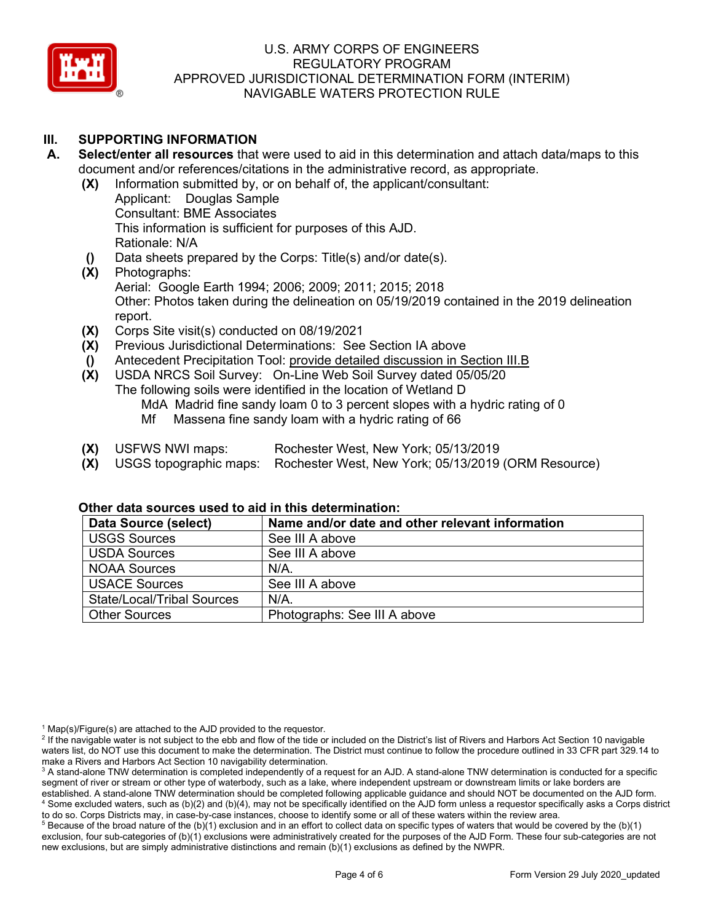## III. SUPPORTING INFORMATION

**A. Select/enter all resources** that were used to aid in this determination and attach data/maps to this document and/or references/citations in the administrative record, as appropriate.

**(X)** Information submitted by, or on behalf of, the applicant/consultant:
Applicant: Douglas Sample
Consultant: BME Associates
This information is sufficient for purposes of this AJD.
Rationale: N/A

**()** Data sheets prepared by the Corps: Title(s) and/or date(s).

**(X)** Photographs:
Aerial: Google Earth 1994; 2006; 2009; 2011; 2015; 2018
Other: Photos taken during the delineation on 05/19/2019 contained in the 2019 delineation report.

**(X)** Corps Site visit(s) conducted on 08/19/2021

**(X)** Previous Jurisdictional Determinations: See Section IA above

**()** Antecedent Precipitation Tool: provide detailed discussion in Section III.B

**(X)** USDA NRCS Soil Survey: On-Line Web Soil Survey dated 05/05/20
The following soils were identified in the location of Wetland D
MdA Madrid fine sandy loam 0 to 3 percent slopes with a hydric rating of 0
Mf Massena fine sandy loam with a hydric rating of 66

**(X)** USFWS NWI maps: Rochester West, New York; 05/13/2019

**(X)** USGS topographic maps: Rochester West, New York; 05/13/2019 (ORM Resource)

**Other data sources used to aid in this determination:**

| Data Source (select) | Name and/or date and other relevant information |
|---|---|
| USGS Sources | See III A above |
| USDA Sources | See III A above |
| NOAA Sources | N/A. |
| USACE Sources | See III A above |
| State/Local/Tribal Sources | N/A. |
| Other Sources | Photographs: See III A above |

[1] Map(s)/Figure(s) are attached to the AJD provided to the requestor.

[2] If the navigable water is not subject to the ebb and flow of the tide or included on the District's list of Rivers and Harbors Act Section 10 navigable waters list, do NOT use this document to make the determination. The District must continue to follow the procedure outlined in 33 CFR part 329.14 to make a Rivers and Harbors Act Section 10 navigability determination.

[3] A stand-alone TNW determination is completed independently of a request for an AJD. A stand-alone TNW determination is conducted for a specific segment of river or stream or other type of waterbody, such as a lake, where independent upstream or downstream limits or lake borders are established. A stand-alone TNW determination should be completed following applicable guidance and should NOT be documented on the AJD form.

[4] Some excluded waters, such as (b)(2) and (b)(4), may not be specifically identified on the AJD form unless a requestor specifically asks a Corps district to do so. Corps Districts may, in case-by-case instances, choose to identify some or all of these waters within the review area.

[5] Because of the broad nature of the (b)(1) exclusion and in an effort to collect data on specific types of waters that would be covered by the (b)(1) exclusion, four sub-categories of (b)(1) exclusions were administratively created for the purposes of the AJD Form. These four sub-categories are not new exclusions, but are simply administrative distinctions and remain (b)(1) exclusions as defined by the NWPR.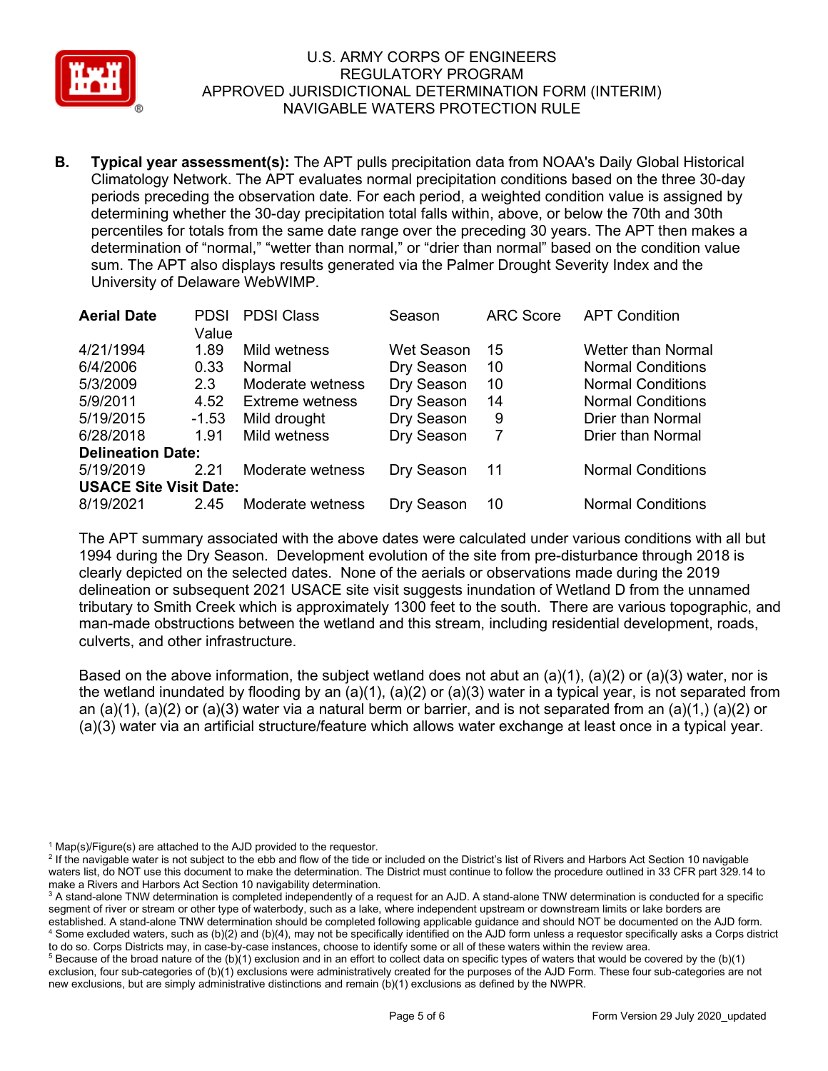**B. Typical year assessment(s):** The APT pulls precipitation data from NOAA's Daily Global Historical Climatology Network. The APT evaluates normal precipitation conditions based on the three 30-day periods preceding the observation date. For each period, a weighted condition value is assigned by determining whether the 30-day precipitation total falls within, above, or below the 70th and 30th percentiles for totals from the same date range over the preceding 30 years. The APT then makes a determination of "normal," "wetter than normal," or "drier than normal" based on the condition value sum. The APT also displays results generated via the Palmer Drought Severity Index and the University of Delaware WebWIMP.

| Aerial Date | PDSI Value | PDSI Class | Season | ARC Score | APT Condition |
|---|---|---|---|---|---|
| 4/21/1994 | 1.89 | Mild wetness | Wet Season | 15 | Wetter than Normal |
| 6/4/2006 | 0.33 | Normal | Dry Season | 10 | Normal Conditions |
| 5/3/2009 | 2.3 | Moderate wetness | Dry Season | 10 | Normal Conditions |
| 5/9/2011 | 4.52 | Extreme wetness | Dry Season | 14 | Normal Conditions |
| 5/19/2015 | -1.53 | Mild drought | Dry Season | 9 | Drier than Normal |
| 6/28/2018 | 1.91 | Mild wetness | Dry Season | 7 | Drier than Normal |
| **Delineation Date:** | | | | | |
| 5/19/2019 | 2.21 | Moderate wetness | Dry Season | 11 | Normal Conditions |
| **USACE Site Visit Date:** | | | | | |
| 8/19/2021 | 2.45 | Moderate wetness | Dry Season | 10 | Normal Conditions |

The APT summary associated with the above dates were calculated under various conditions with all but 1994 during the Dry Season. Development evolution of the site from pre-disturbance through 2018 is clearly depicted on the selected dates. None of the aerials or observations made during the 2019 delineation or subsequent 2021 USACE site visit suggests inundation of Wetland D from the unnamed tributary to Smith Creek which is approximately 1300 feet to the south. There are various topographic, and man-made obstructions between the wetland and this stream, including residential development, roads, culverts, and other infrastructure.

Based on the above information, the subject wetland does not abut an (a)(1), (a)(2) or (a)(3) water, nor is the wetland inundated by flooding by an (a)(1), (a)(2) or (a)(3) water in a typical year, is not separated from an (a)(1), (a)(2) or (a)(3) water via a natural berm or barrier, and is not separated from an (a)(1,) (a)(2) or (a)(3) water via an artificial structure/feature which allows water exchange at least once in a typical year.

[1] Map(s)/Figure(s) are attached to the AJD provided to the requestor.

[2] If the navigable water is not subject to the ebb and flow of the tide or included on the District's list of Rivers and Harbors Act Section 10 navigable waters list, do NOT use this document to make the determination. The District must continue to follow the procedure outlined in 33 CFR part 329.14 to make a Rivers and Harbors Act Section 10 navigability determination.

[3] A stand-alone TNW determination is completed independently of a request for an AJD. A stand-alone TNW determination is conducted for a specific segment of river or stream or other type of waterbody, such as a lake, where independent upstream or downstream limits or lake borders are established. A stand-alone TNW determination should be completed following applicable guidance and should NOT be documented on the AJD form.

[4] Some excluded waters, such as (b)(2) and (b)(4), may not be specifically identified on the AJD form unless a requestor specifically asks a Corps district to do so. Corps Districts may, in case-by-case instances, choose to identify some or all of these waters within the review area.

[5] Because of the broad nature of the (b)(1) exclusion and in an effort to collect data on specific types of waters that would be covered by the (b)(1) exclusion, four sub-categories of (b)(1) exclusions were administratively created for the purposes of the AJD Form. These four sub-categories are not new exclusions, but are simply administrative distinctions and remain (b)(1) exclusions as defined by the NWPR.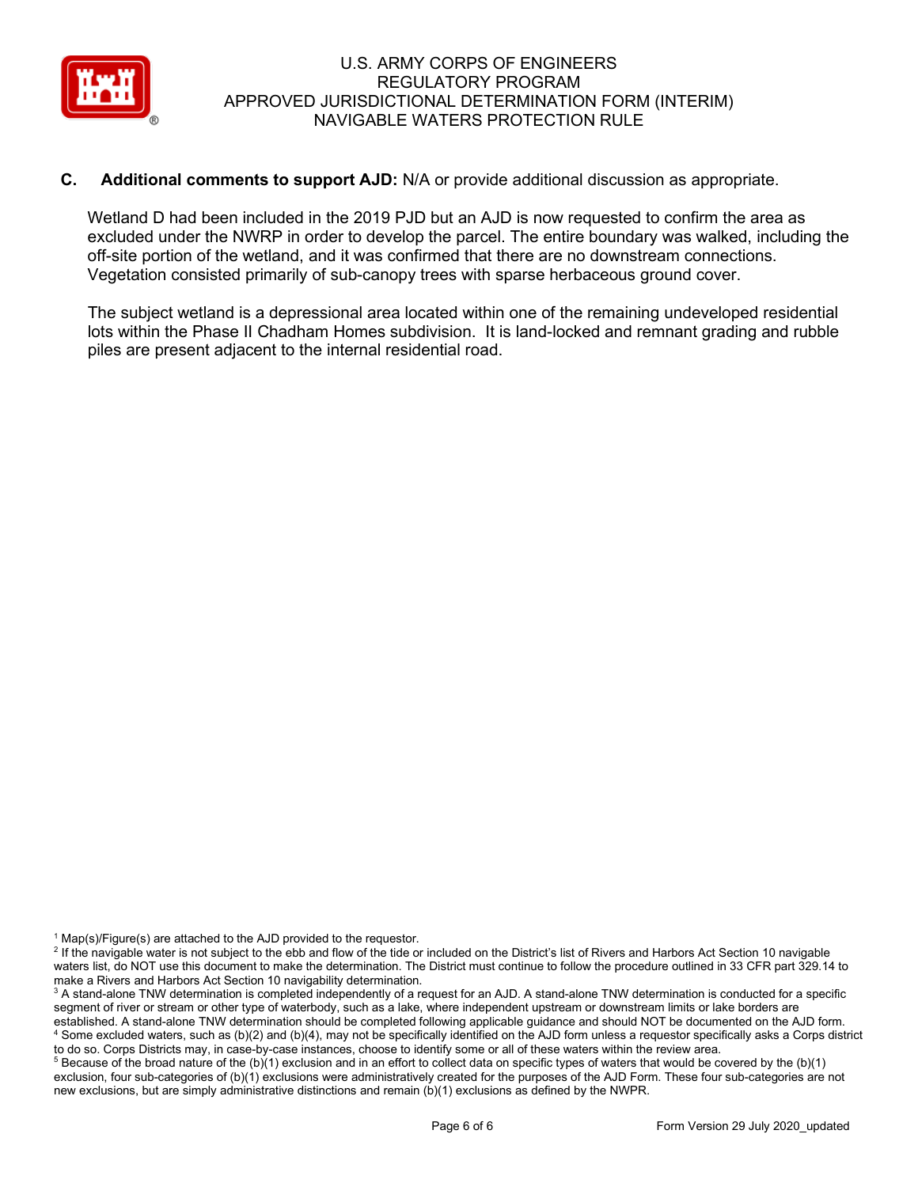**C. Additional comments to support AJD:** N/A or provide additional discussion as appropriate.

Wetland D had been included in the 2019 PJD but an AJD is now requested to confirm the area as excluded under the NWRP in order to develop the parcel. The entire boundary was walked, including the off-site portion of the wetland, and it was confirmed that there are no downstream connections. Vegetation consisted primarily of sub-canopy trees with sparse herbaceous ground cover.

The subject wetland is a depressional area located within one of the remaining undeveloped residential lots within the Phase II Chadham Homes subdivision. It is land-locked and remnant grading and rubble piles are present adjacent to the internal residential road.

[1] Map(s)/Figure(s) are attached to the AJD provided to the requestor.

[2] If the navigable water is not subject to the ebb and flow of the tide or included on the District's list of Rivers and Harbors Act Section 10 navigable waters list, do NOT use this document to make the determination. The District must continue to follow the procedure outlined in 33 CFR part 329.14 to make a Rivers and Harbors Act Section 10 navigability determination.

[3] A stand-alone TNW determination is completed independently of a request for an AJD. A stand-alone TNW determination is conducted for a specific segment of river or stream or other type of waterbody, such as a lake, where independent upstream or downstream limits or lake borders are established. A stand-alone TNW determination should be completed following applicable guidance and should NOT be documented on the AJD form.

[4] Some excluded waters, such as (b)(2) and (b)(4), may not be specifically identified on the AJD form unless a requestor specifically asks a Corps district to do so. Corps Districts may, in case-by-case instances, choose to identify some or all of these waters within the review area.

[5] Because of the broad nature of the (b)(1) exclusion and in an effort to collect data on specific types of waters that would be covered by the (b)(1) exclusion, four sub-categories of (b)(1) exclusions were administratively created for the purposes of the AJD Form. These four sub-categories are not new exclusions, but are simply administrative distinctions and remain (b)(1) exclusions as defined by the NWPR.